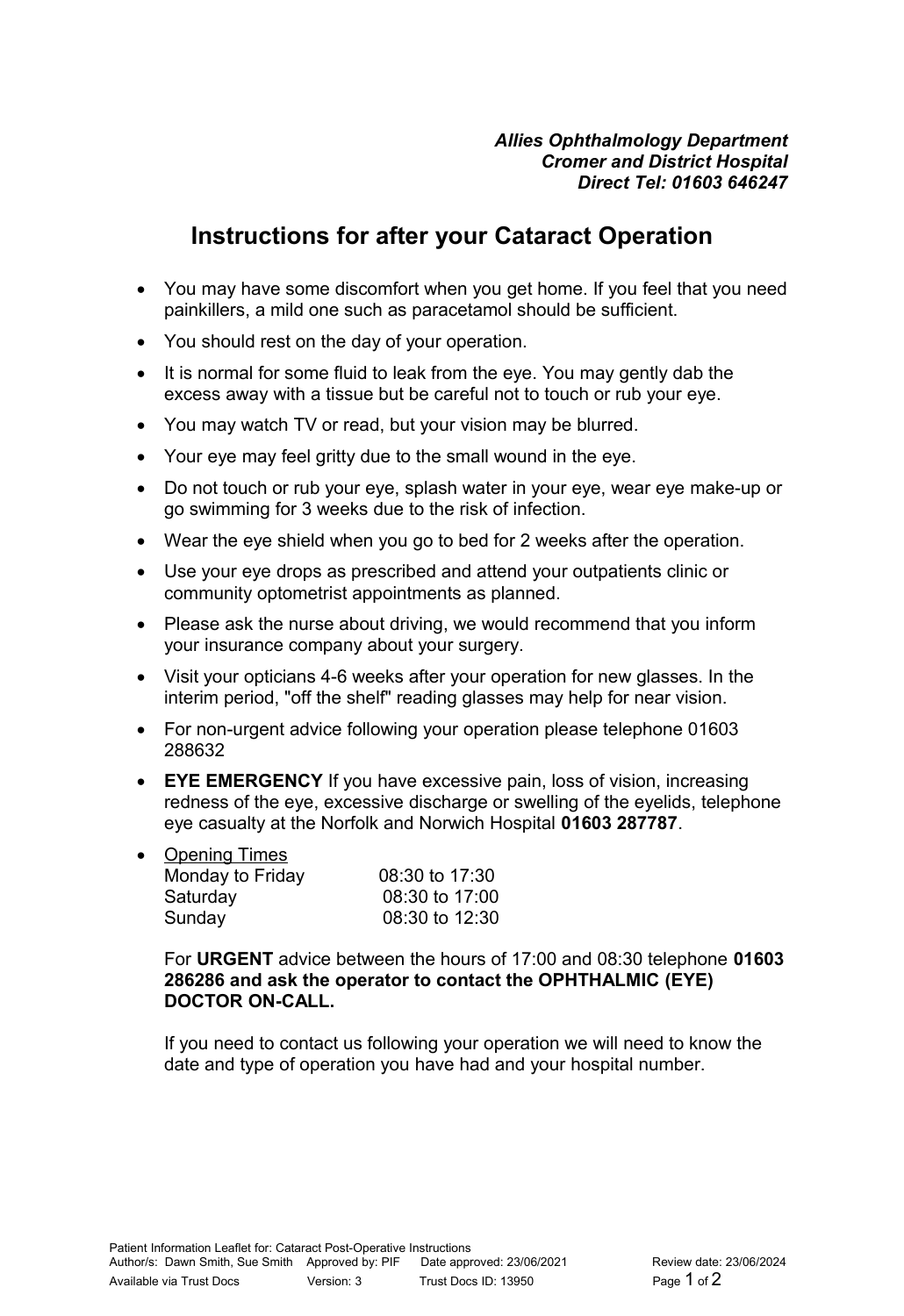*Allies Ophthalmology Department*
*Cromer and District Hospital*
*Direct Tel: 01603 646247*

# Instructions for after your Cataract Operation

- You may have some discomfort when you get home. If you feel that you need painkillers, a mild one such as paracetamol should be sufficient.
- You should rest on the day of your operation.
- It is normal for some fluid to leak from the eye. You may gently dab the excess away with a tissue but be careful not to touch or rub your eye.
- You may watch TV or read, but your vision may be blurred.
- Your eye may feel gritty due to the small wound in the eye.
- Do not touch or rub your eye, splash water in your eye, wear eye make-up or go swimming for 3 weeks due to the risk of infection.
- Wear the eye shield when you go to bed for 2 weeks after the operation.
- Use your eye drops as prescribed and attend your outpatients clinic or community optometrist appointments as planned.
- Please ask the nurse about driving, we would recommend that you inform your insurance company about your surgery.
- Visit your opticians 4-6 weeks after your operation for new glasses. In the interim period, "off the shelf" reading glasses may help for near vision.
- For non-urgent advice following your operation please telephone 01603 288632
- **EYE EMERGENCY** If you have excessive pain, loss of vision, increasing redness of the eye, excessive discharge or swelling of the eyelids, telephone eye casualty at the Norfolk and Norwich Hospital **01603 287787**.
- Opening Times

| | |
|---|---|
| Monday to Friday | 08:30 to 17:30 |
| Saturday | 08:30 to 17:00 |
| Sunday | 08:30 to 12:30 |

For **URGENT** advice between the hours of 17:00 and 08:30 telephone **01603 286286 and ask the operator to contact the OPHTHALMIC (EYE) DOCTOR ON-CALL.**

If you need to contact us following your operation we will need to know the date and type of operation you have had and your hospital number.

Patient Information Leaflet for: Cataract Post-Operative Instructions
Author/s: Dawn Smith, Sue Smith Approved by: PIF Date approved: 23/06/2021 Review date: 23/06/2024
Available via Trust Docs Version: 3 Trust Docs ID: 13950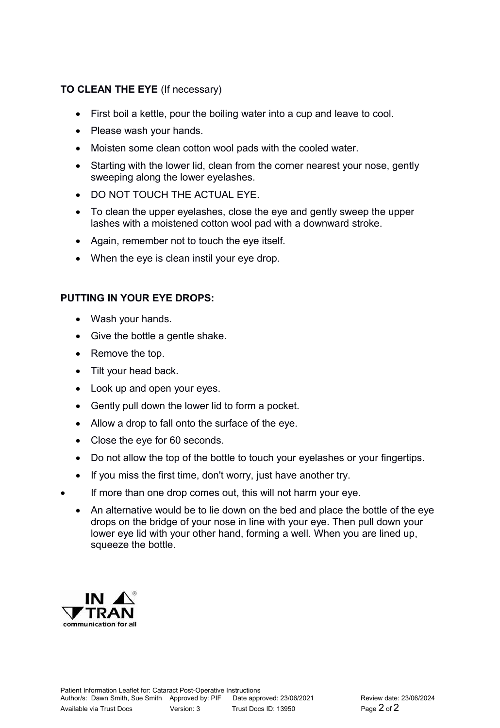**TO CLEAN THE EYE** (If necessary)

- First boil a kettle, pour the boiling water into a cup and leave to cool.
- Please wash your hands.
- Moisten some clean cotton wool pads with the cooled water.
- Starting with the lower lid, clean from the corner nearest your nose, gently sweeping along the lower eyelashes.
- DO NOT TOUCH THE ACTUAL EYE.
- To clean the upper eyelashes, close the eye and gently sweep the upper lashes with a moistened cotton wool pad with a downward stroke.
- Again, remember not to touch the eye itself.
- When the eye is clean instil your eye drop.

**PUTTING IN YOUR EYE DROPS:**

- Wash your hands.
- Give the bottle a gentle shake.
- Remove the top.
- Tilt your head back.
- Look up and open your eyes.
- Gently pull down the lower lid to form a pocket.
- Allow a drop to fall onto the surface of the eye.
- Close the eye for 60 seconds.
- Do not allow the top of the bottle to touch your eyelashes or your fingertips.
- If you miss the first time, don't worry, just have another try.
- If more than one drop comes out, this will not harm your eye.
- An alternative would be to lie down on the bed and place the bottle of the eye drops on the bridge of your nose in line with your eye. Then pull down your lower eye lid with your other hand, forming a well. When you are lined up, squeeze the bottle.

IN TRAN
communication for all

Patient Information Leaflet for: Cataract Post-Operative Instructions
Author/s: Dawn Smith, Sue Smith Approved by: PIF Date approved: 23/06/2021 Review date: 23/06/2024
Available via Trust Docs Version: 3 Trust Docs ID: 13950